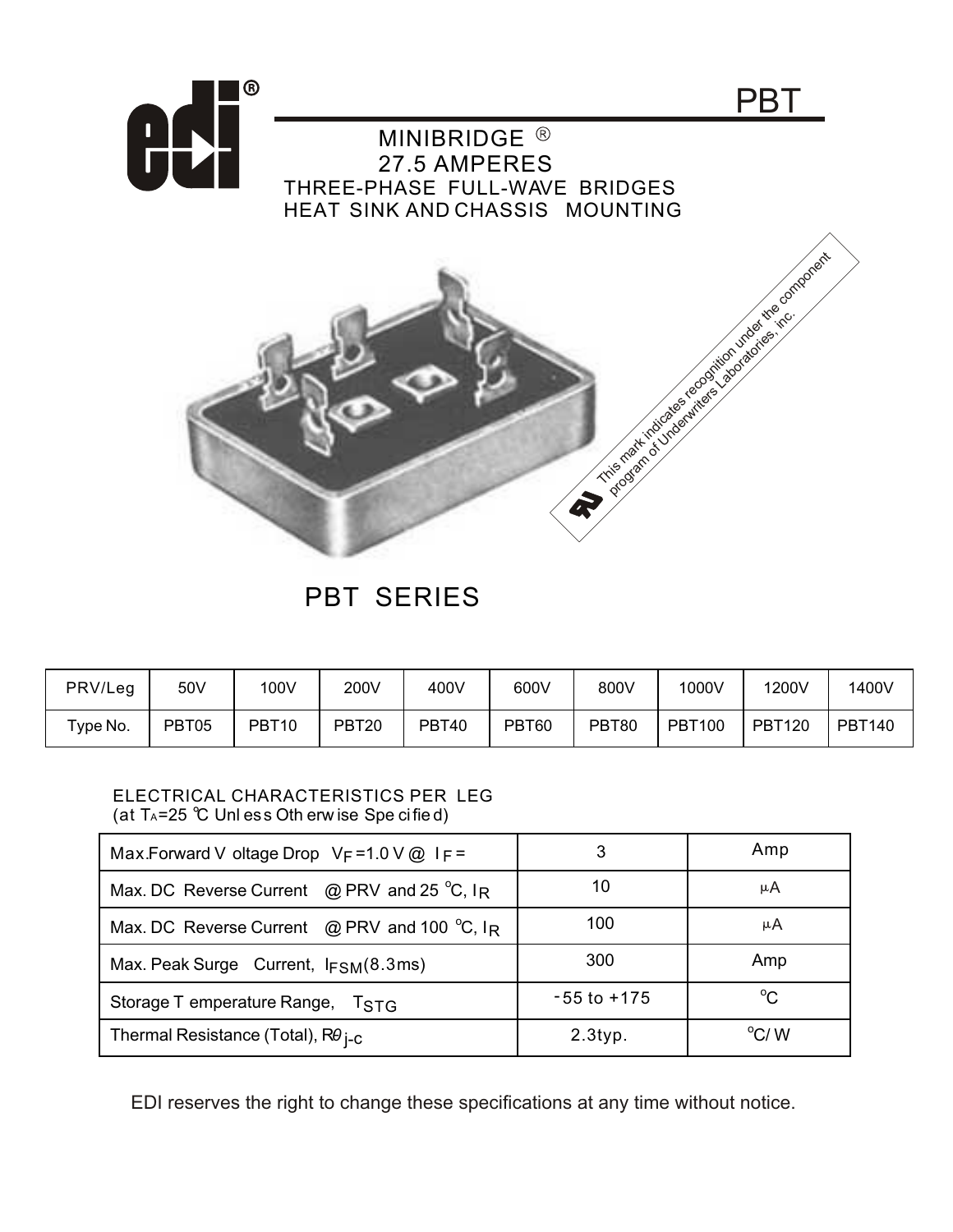# PBT

## MINIBRIDGE ®
## 27.5 AMPERES
### THREE-PHASE FULL-WAVE BRIDGES
### HEAT SINK AND CHASSIS MOUNTING

This mark indicates recognition under the component program of Underwriters Laboratories, inc.

## PBT SERIES

| PRV/Leg | 50V | 100V | 200V | 400V | 600V | 800V | 1000V | 1200V | 1400V |
|---|---|---|---|---|---|---|---|---|---|
| Type No. | PBT05 | PBT10 | PBT20 | PBT40 | PBT60 | PBT80 | PBT100 | PBT120 | PBT140 |

ELECTRICAL CHARACTERISTICS PER LEG
(at $T_A$=25 °C Unless Otherwise Specified)

| Parameter | Value | Unit |
|---|---|---|
| Max.Forward Voltage Drop $V_F$ =1.0 V @ $I_F$ = | 3 | Amp |
| Max. DC Reverse Current @ PRV and 25 °C, $I_R$ | 10 | μA |
| Max. DC Reverse Current @ PRV and 100 °C, $I_R$ | 100 | μA |
| Max. Peak Surge Current, $I_{FSM}$(8.3ms) | 300 | Amp |
| Storage Temperature Range, $T_{STG}$ | -55 to +175 | °C |
| Thermal Resistance (Total), $R\theta_{j-c}$ | 2.3typ. | °C/ W |

EDI reserves the right to change these specifications at any time without notice.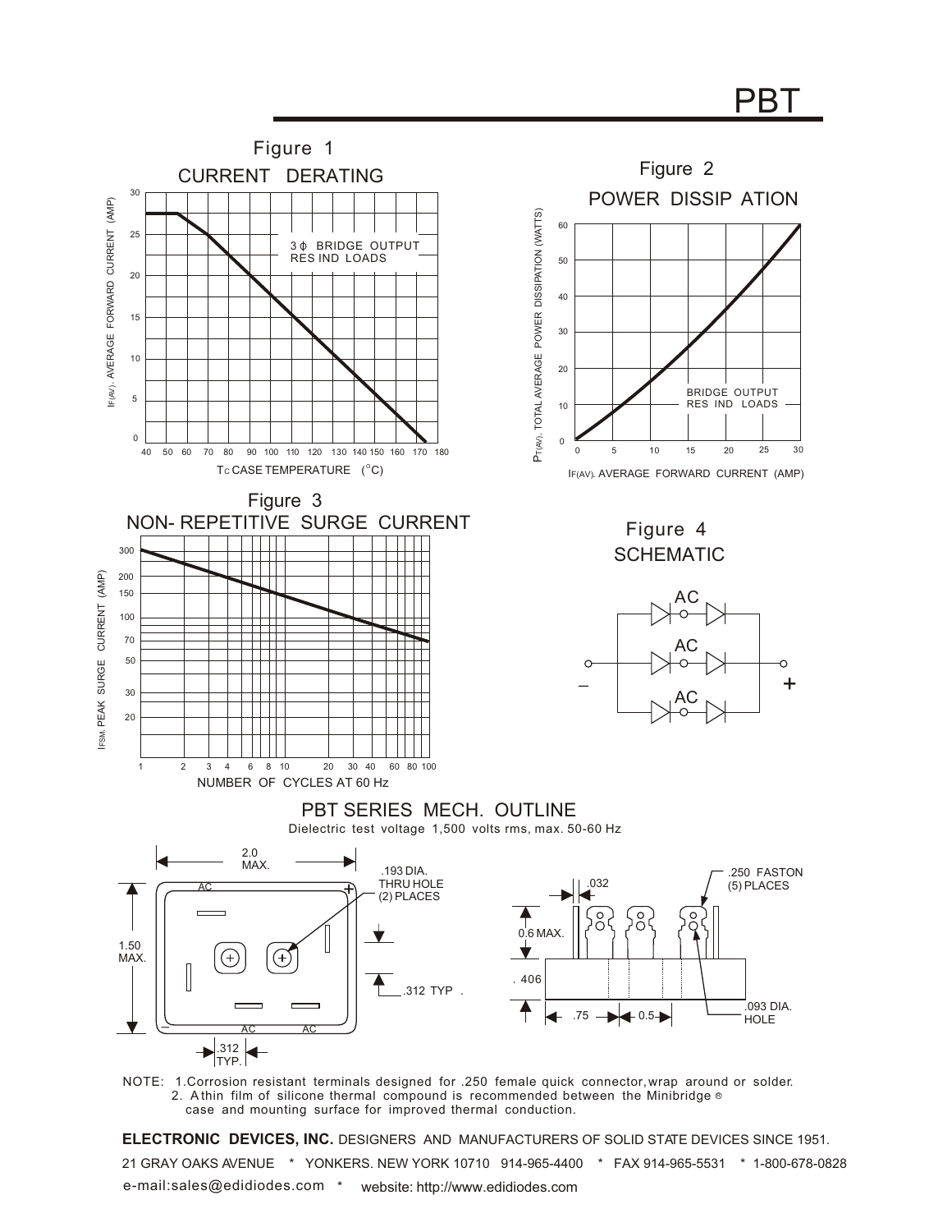# PBT

## Figure 1
### CURRENT DERATING

$I_{F(AV)}$, AVERAGE FORWARD CURRENT (AMP)

30
25
20
15
10
5
0

40 50 60 70 80 90 100 110 120 130 140 150 160 170 180

$T_C$ CASE TEMPERATURE (°C)

3 ϕ BRIDGE OUTPUT
RES IND LOADS

## Figure 2
### POWER DISSIPATION

$P_{T(AV)}$, TOTAL AVERAGE POWER DISSIPATION (WATTS)

60
50
40
30
20
10
0

0 5 10 15 20 25 30

$I_{F(AV)}$, AVERAGE FORWARD CURRENT (AMP)

BRIDGE OUTPUT
RES IND LOADS

## Figure 3
### NON- REPETITIVE SURGE CURRENT

$I_{FSM}$, PEAK SURGE CURRENT (AMP)

300
200
150
100
70
50
30
20

1 2 3 4 6 8 10 20 30 40 60 80 100

NUMBER OF CYCLES AT 60 Hz

## Figure 4
### SCHEMATIC

AC
AC
AC
–
+

## PBT SERIES MECH. OUTLINE

Dielectric test voltage 1,500 volts rms, max. 50-60 Hz

2.0 MAX.
1.50 MAX.
.193 DIA. THRU HOLE (2) PLACES
.312 TYP .
.312 TYP.
AC
AC
AC
+
–
.032
.250 FASTON (5) PLACES
0.6 MAX.
. 406
.75
0.5
.093 DIA. HOLE

NOTE: 1.Corrosion resistant terminals designed for .250 female quick connector, wrap around or solder.
2. A thin film of silicone thermal compound is recommended between the Minibridge ® case and mounting surface for improved thermal conduction.

**ELECTRONIC DEVICES, INC.** DESIGNERS AND MANUFACTURERS OF SOLID STATE DEVICES SINCE 1951.

21 GRAY OAKS AVENUE * YONKERS. NEW YORK 10710 914-965-4400 * FAX 914-965-5531 * 1-800-678-0828

e-mail:sales@edidiodes.com * website: http://www.edidiodes.com